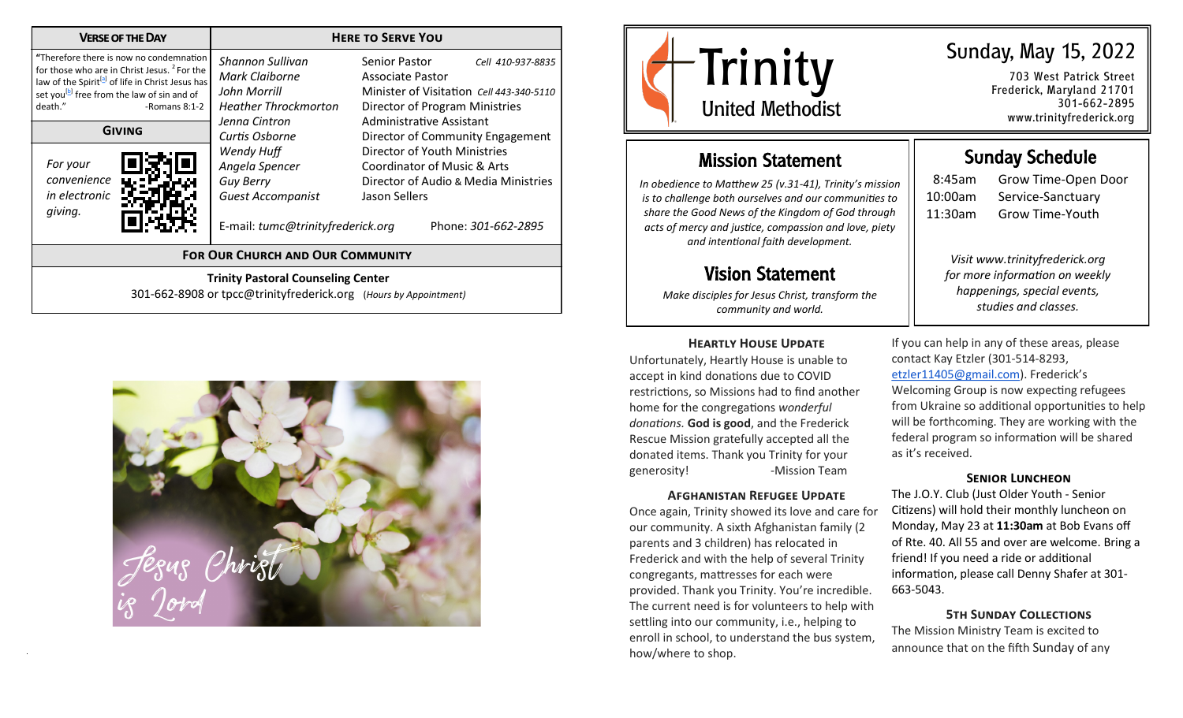## Verse of the Day

"Therefore there is now no condemnation for those who are in Christ Jesus. [2] For the law of the Spirit[a] of life in Christ Jesus has set you[b] free from the law of sin and of death." -Romans 8:1-2

## Giving

*For your convenience in electronic giving.*

## Here to Serve You

| | | |
|---|---|---|
| *Shannon Sullivan* | Senior Pastor | *Cell 410-937-8835* |
| *Mark Claiborne* | Associate Pastor | |
| *John Morrill* | Minister of Visitation | *Cell 443-340-5110* |
| *Heather Throckmorton* | Director of Program Ministries | |
| *Jenna Cintron* | Administrative Assistant | |
| *Curtis Osborne* | Director of Community Engagement | |
| *Wendy Huff* | Director of Youth Ministries | |
| *Angela Spencer* | Coordinator of Music & Arts | |
| *Guy Berry* | Director of Audio & Media Ministries | |
| *Guest Accompanist* | Jason Sellers | |

E-mail: *tumc@trinityfrederick.org* Phone: *301-662-2895*

## For Our Church and Our Community

**Trinity Pastoral Counseling Center**
301-662-8908 or tpcc@trinityfrederick.org (*Hours by Appointment*)

Jesus Christ is Lord

# Trinity United Methodist

## Sunday, May 15, 2022

703 West Patrick Street
Frederick, Maryland 21701
301-662-2895
www.trinityfrederick.org

## Mission Statement

*In obedience to Matthew 25 (v.31-41), Trinity's mission is to challenge both ourselves and our communities to share the Good News of the Kingdom of God through acts of mercy and justice, compassion and love, piety and intentional faith development.*

## Vision Statement

*Make disciples for Jesus Christ, transform the community and world.*

## Sunday Schedule

| | |
|---|---|
| 8:45am | Grow Time-Open Door |
| 10:00am | Service-Sanctuary |
| 11:30am | Grow Time-Youth |

*Visit www.trinityfrederick.org for more information on weekly happenings, special events, studies and classes.*

### Heartly House Update

Unfortunately, Heartly House is unable to accept in kind donations due to COVID restrictions, so Missions had to find another home for the congregations *wonderful donations.* **God is good**, and the Frederick Rescue Mission gratefully accepted all the donated items. Thank you Trinity for your generosity! -Mission Team

### Afghanistan Refugee Update

Once again, Trinity showed its love and care for our community. A sixth Afghanistan family (2 parents and 3 children) has relocated in Frederick and with the help of several Trinity congregants, mattresses for each were provided. Thank you Trinity. You're incredible. The current need is for volunteers to help with settling into our community, i.e., helping to enroll in school, to understand the bus system, how/where to shop.

If you can help in any of these areas, please contact Kay Etzler (301-514-8293, etzler11405@gmail.com). Frederick's Welcoming Group is now expecting refugees from Ukraine so additional opportunities to help will be forthcoming. They are working with the federal program so information will be shared as it's received.

### Senior Luncheon

The J.O.Y. Club (Just Older Youth - Senior Citizens) will hold their monthly luncheon on Monday, May 23 at **11:30am** at Bob Evans off of Rte. 40. All 55 and over are welcome. Bring a friend! If you need a ride or additional information, please call Denny Shafer at 301-663-5043.

### 5th Sunday Collections

The Mission Ministry Team is excited to announce that on the fifth Sunday of any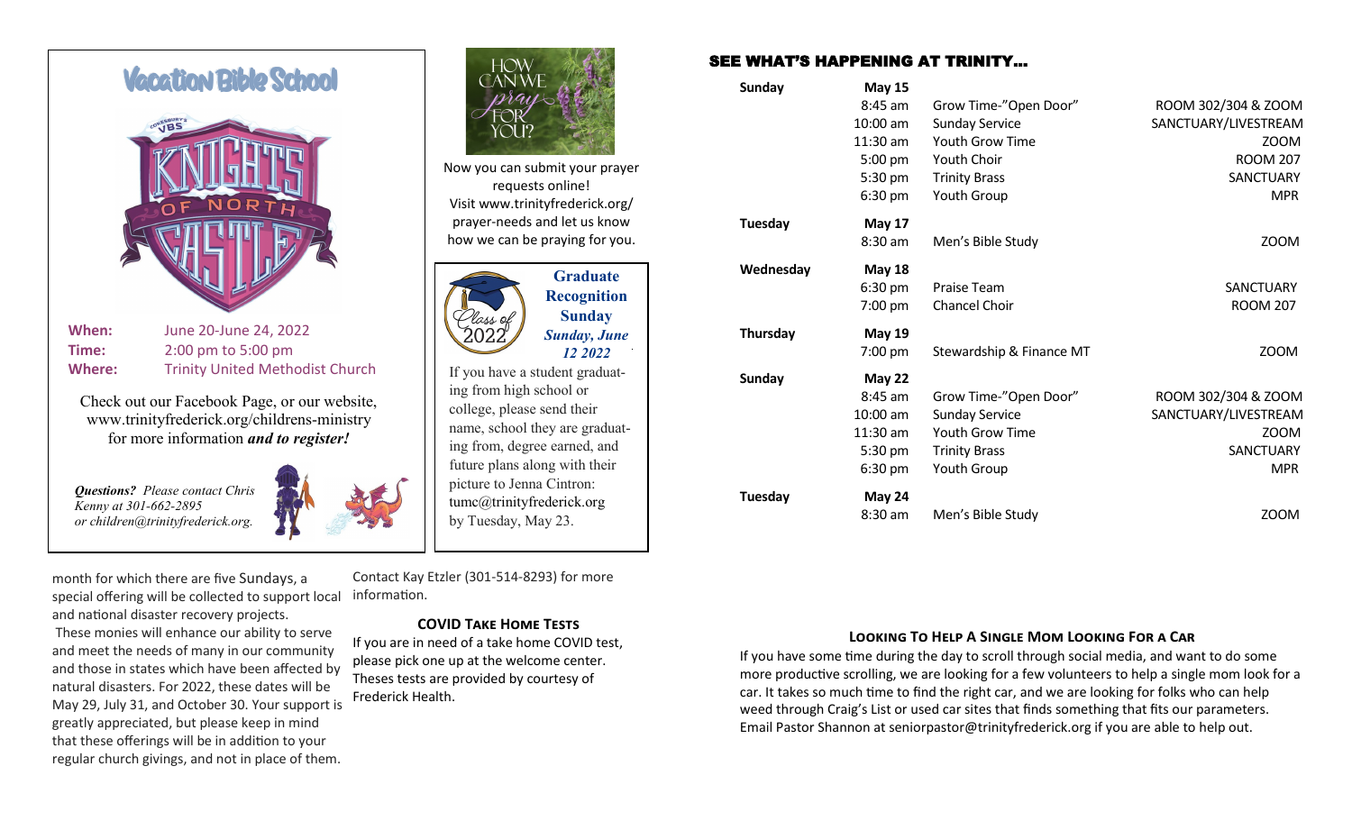## Vacation Bible School

KNIGHTS OF NORTH CASTLE

**When:** June 20-June 24, 2022
**Time:** 2:00 pm to 5:00 pm
**Where:** Trinity United Methodist Church

Check out our Facebook Page, or our website, www.trinityfrederick.org/childrens-ministry for more information ***and to register!***

***Questions?*** *Please contact Chris Kenny at 301-662-2895 or children@trinityfrederick.org.*

HOW CAN WE *pray* FOR YOU?

Now you can submit your prayer requests online! Visit www.trinityfrederick.org/prayer-needs and let us know how we can be praying for you.

### Graduate Recognition Sunday

***Sunday, June 12 2022***

If you have a student graduating from high school or college, please send their name, school they are graduating from, degree earned, and future plans along with their picture to Jenna Cintron: tumc@trinityfrederick.org by Tuesday, May 23.

month for which there are five Sundays, a special offering will be collected to support local and national disaster recovery projects. These monies will enhance our ability to serve and meet the needs of many in our community and those in states which have been affected by natural disasters. For 2022, these dates will be May 29, July 31, and October 30. Your support is greatly appreciated, but please keep in mind that these offerings will be in addition to your regular church givings, and not in place of them.

Contact Kay Etzler (301-514-8293) for more information.

### COVID Take Home Tests

If you are in need of a take home COVID test, please pick one up at the welcome center. Theses tests are provided by courtesy of Frederick Health.

## SEE WHAT'S HAPPENING AT TRINITY...

| | | | |
|---|---|---|---|
| **Sunday** | **May 15** | | |
| | 8:45 am | Grow Time-"Open Door" | ROOM 302/304 & ZOOM |
| | 10:00 am | Sunday Service | SANCTUARY/LIVESTREAM |
| | 11:30 am | Youth Grow Time | ZOOM |
| | 5:00 pm | Youth Choir | ROOM 207 |
| | 5:30 pm | Trinity Brass | SANCTUARY |
| | 6:30 pm | Youth Group | MPR |
| **Tuesday** | **May 17** | | |
| | 8:30 am | Men's Bible Study | ZOOM |
| **Wednesday** | **May 18** | | |
| | 6:30 pm | Praise Team | SANCTUARY |
| | 7:00 pm | Chancel Choir | ROOM 207 |
| **Thursday** | **May 19** | | |
| | 7:00 pm | Stewardship & Finance MT | ZOOM |
| **Sunday** | **May 22** | | |
| | 8:45 am | Grow Time-"Open Door" | ROOM 302/304 & ZOOM |
| | 10:00 am | Sunday Service | SANCTUARY/LIVESTREAM |
| | 11:30 am | Youth Grow Time | ZOOM |
| | 5:30 pm | Trinity Brass | SANCTUARY |
| | 6:30 pm | Youth Group | MPR |
| **Tuesday** | **May 24** | | |
| | 8:30 am | Men's Bible Study | ZOOM |

### Looking To Help A Single Mom Looking For A Car

If you have some time during the day to scroll through social media, and want to do some more productive scrolling, we are looking for a few volunteers to help a single mom look for a car. It takes so much time to find the right car, and we are looking for folks who can help weed through Craig's List or used car sites that finds something that fits our parameters. Email Pastor Shannon at seniorpastor@trinityfrederick.org if you are able to help out.